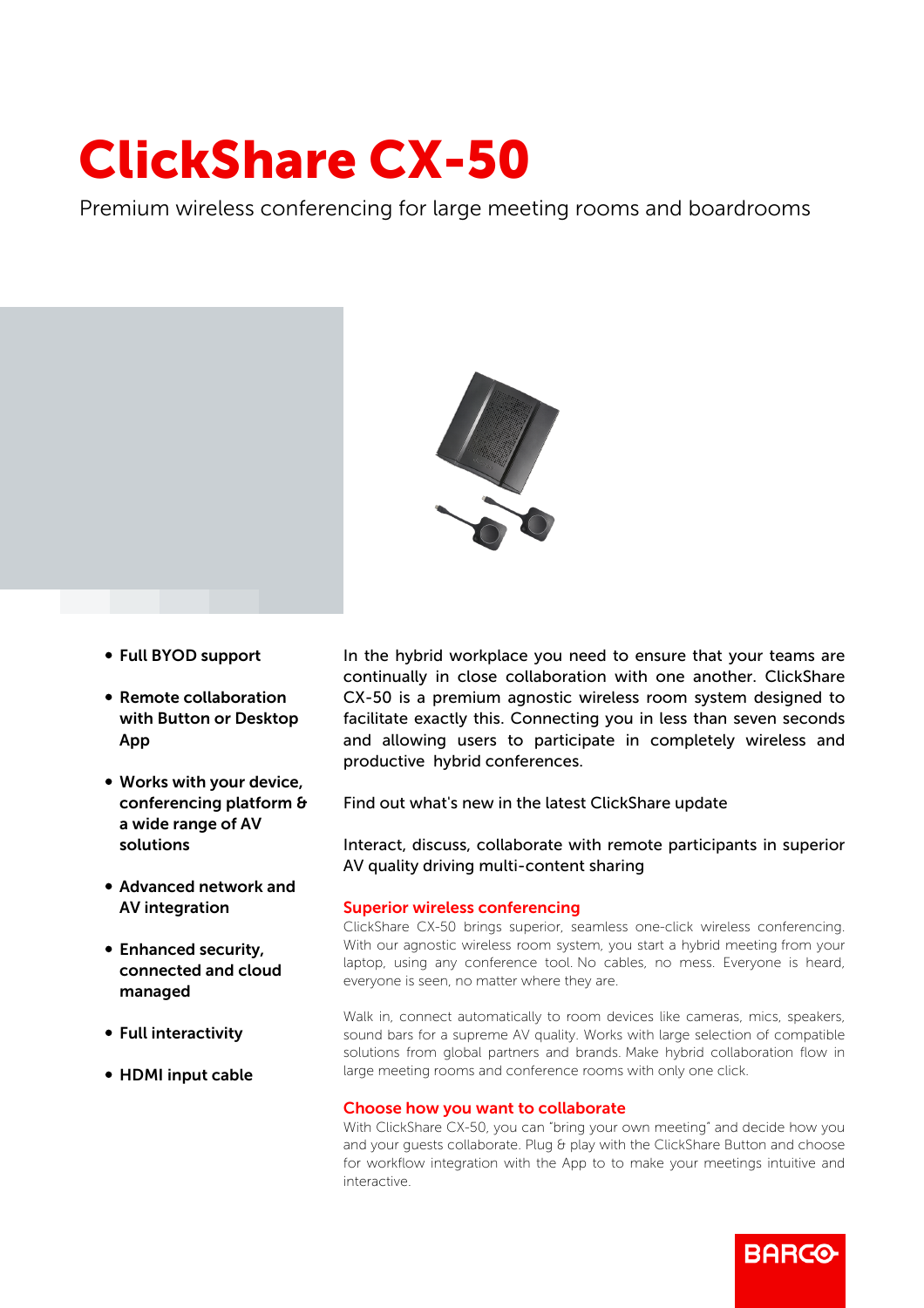# ClickShare CX-50

Premium wireless conferencing for large meeting rooms and boardrooms

- **Full BYOD support**
- **Remote collaboration with Button or Desktop App**
- **Works with your device, conferencing platform & a wide range of AV solutions**
- **Advanced network and AV integration**
- **Enhanced security, connected and cloud managed**
- **Full interactivity**
- **HDMI input cable**

In the hybrid workplace you need to ensure that your teams are continually in close collaboration with one another. ClickShare CX-50 is a premium agnostic wireless room system designed to facilitate exactly this. Connecting you in less than seven seconds and allowing users to participate in completely wireless and productive hybrid conferences.

Find out what's new in the latest ClickShare update

Interact, discuss, collaborate with remote participants in superior AV quality driving multi-content sharing

## Superior wireless conferencing

ClickShare CX-50 brings superior, seamless one-click wireless conferencing. With our agnostic wireless room system, you start a hybrid meeting from your laptop, using any conference tool. No cables, no mess. Everyone is heard, everyone is seen, no matter where they are.

Walk in, connect automatically to room devices like cameras, mics, speakers, sound bars for a supreme AV quality. Works with large selection of compatible solutions from global partners and brands. Make hybrid collaboration flow in large meeting rooms and conference rooms with only one click.

## Choose how you want to collaborate

With ClickShare CX-50, you can "bring your own meeting" and decide how you and your guests collaborate. Plug & play with the ClickShare Button and choose for workflow integration with the App to to make your meetings intuitive and interactive.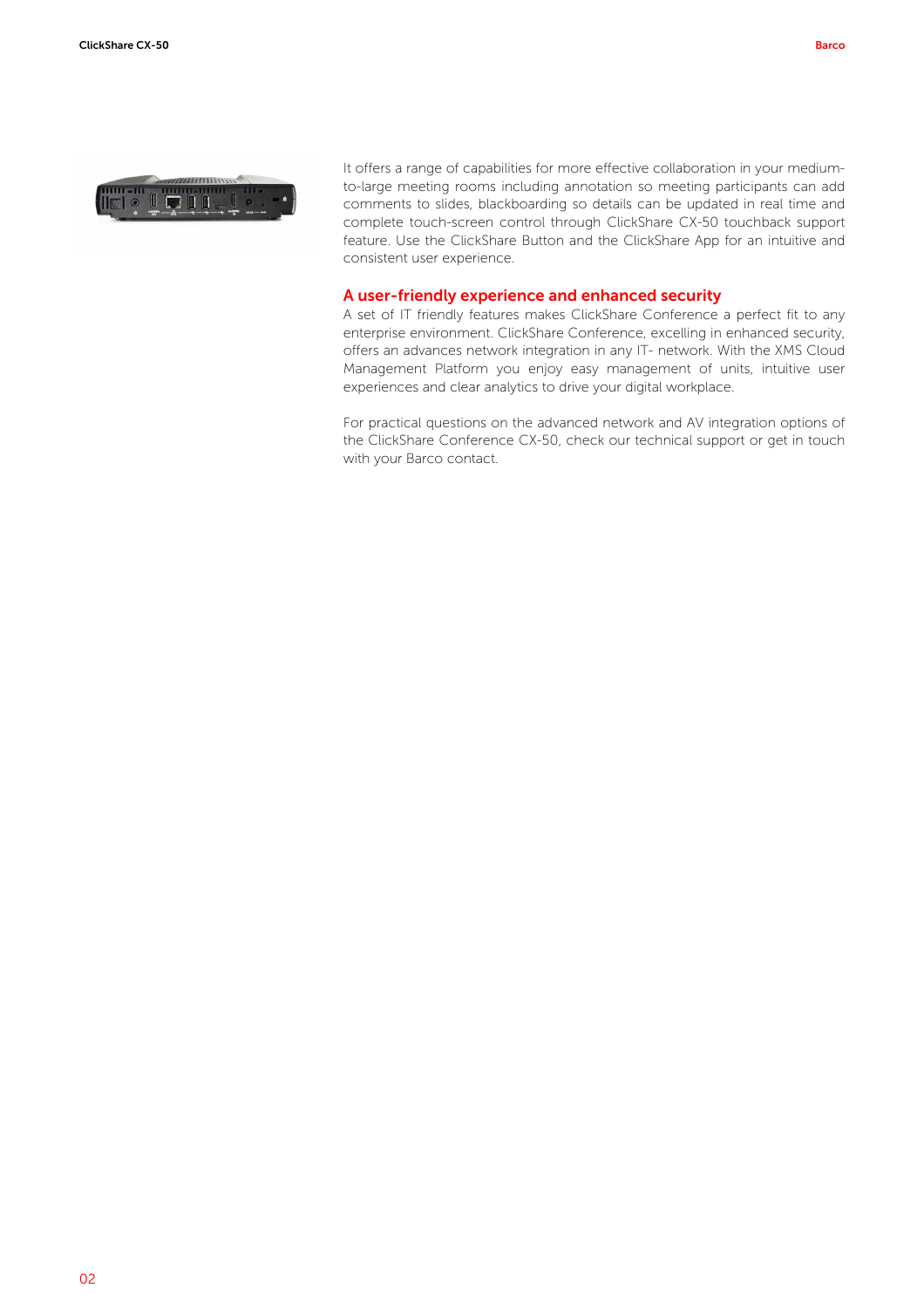It offers a range of capabilities for more effective collaboration in your medium-to-large meeting rooms including annotation so meeting participants can add comments to slides, blackboarding so details can be updated in real time and complete touch-screen control through ClickShare CX-50 touchback support feature. Use the ClickShare Button and the ClickShare App for an intuitive and consistent user experience.

## A user-friendly experience and enhanced security

A set of IT friendly features makes ClickShare Conference a perfect fit to any enterprise environment. ClickShare Conference, excelling in enhanced security, offers an advances network integration in any IT- network. With the XMS Cloud Management Platform you enjoy easy management of units, intuitive user experiences and clear analytics to drive your digital workplace.

For practical questions on the advanced network and AV integration options of the ClickShare Conference CX-50, check our technical support or get in touch with your Barco contact.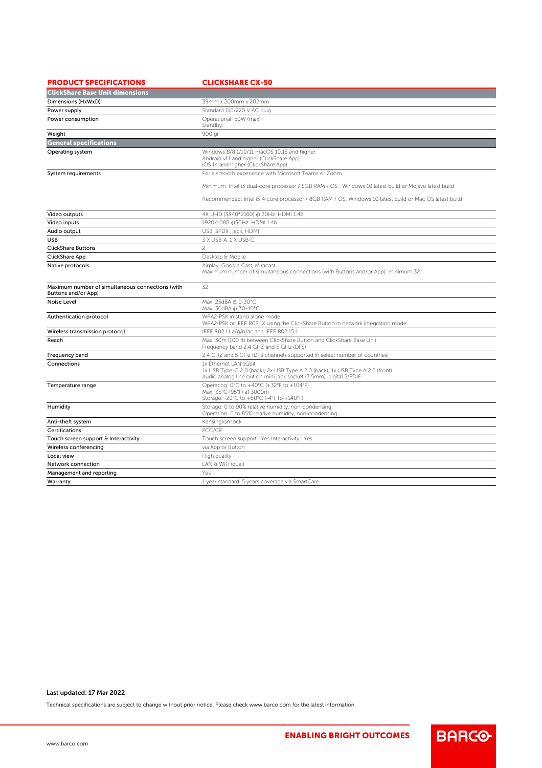| PRODUCT SPECIFICATIONS | CLICKSHARE CX-50 |
|---|---|
| **ClickShare Base Unit dimensions** | |
| Dimensions (HxWxD) | 39mm x 200mm x 202mm |
| Power supply | Standard 110/220 V AC plug |
| Power consumption | Operational: 50W (max)<br>Standby: |
| Weight | 900 gr |
| **General specifications** | |
| Operating system | Windows 8/8.1/10/11 macOS 10.15 and higher.<br>Android v11 and higher (ClickShare App)<br>iOS 14 and higher (ClickShare App) |
| System requirements | For a smooth experience with Microsoft Teams or Zoom.<br><br>Minimum: Intel i3 dual-core processor / 8GB RAM / OS : Windows 10 latest build or Mojave latest build<br><br>Recommended: Intel i5 4-core processor / 8GB RAM / OS: Windows 10 latest build or Mac OS latest build |
| Video outputs | 4K UHD (3840*2160) @ 30Hz. HDMI 1.4b |
| Video inputs | 1920x1080 @30Hz. HDMI 1.4b |
| Audio output | USB, SPDIF, jack, HDMI |
| USB | 3 X USB-A, 1 X USB-C |
| ClickShare Buttons | 2 |
| ClickShare App | Desktop & Mobile |
| Native protocols | Airplay, Google Cast, Miracast<br>Maximum number of simultaneous connections (with Buttons and/or App): minimum 32 |
| Maximum number of simultaneous connections (with Buttons and/or App) | 32 |
| Noise Level | Max. 25dBA @ 0-30°C<br>Max. 30dBA @ 30-40°C |
| Authentication protocol | WPA2-PSK in stand alone mode<br>WPA2-PSK or IEEE 802.1X using the ClickShare Button in network integration mode |
| Wireless transmission protocol | IEEE 802.11 a/g/n/ac and IEEE 802.15.1 |
| Reach | Max. 30m (100 ft) between ClickShare Button and ClickShare Base Unit<br>Frequency band 2.4 GHZ and 5 GHz (DFS) |
| Frequency band | 2.4 GHZ and 5 GHz (DFS channels supported in select number of countries) |
| Connections | 1x Ethernet LAN 1Gbit<br>1x USB Type-C 2.0 (back); 2x USB Type A 2.0 (back); 1x USB Type A 2.0 (front)<br>Audio analog line out on mini jack socket (3.5mm), digital S/PDIF |
| Temperature range | Operating: 0°C to +40°C (+32°F to +104°F)<br>Max: 35°C (95°F) at 3000m<br>Storage: -20°C to +60°C (-4°F to +140°F) |
| Humidity | Storage: 0 to 90% relative humidity, non-condensing<br>Operation: 0 to 85% relative humidity, non-condensing |
| Anti-theft system | Kensington lock |
| Certifications | FCC/CE |
| Touch screen support & Interactivity | Touch screen support : Yes Interactivity : Yes |
| Wireless conferencing | via App or Button |
| Local view | High quality |
| Network connection | LAN & WiFi (dual) |
| Management and reporting | Yes |
| Warranty | 1 year standard. 5 years coverage via SmartCare |

**Last updated: 17 Mar 2022**

Technical specifications are subject to change without prior notice. Please check www.barco.com for the latest information.